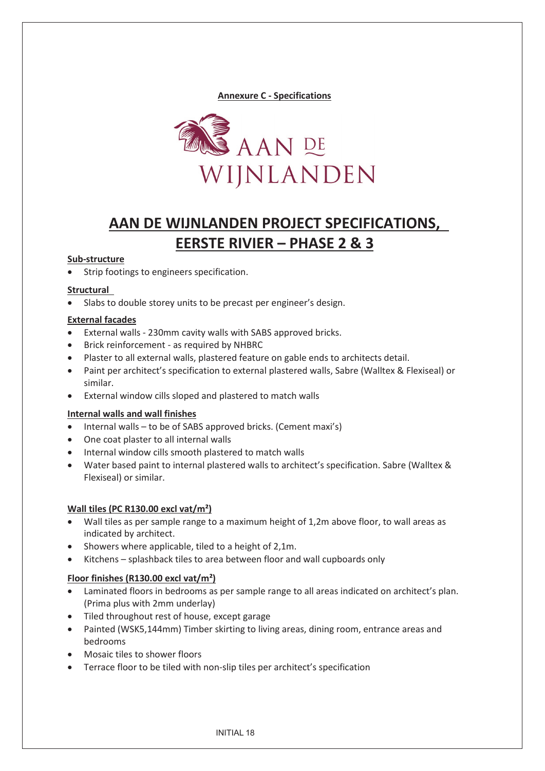**Annexure C - Specifications**

AAN DE WIJNLANDEN

# AAN DE WIJNLANDEN PROJECT SPECIFICATIONS, EERSTE RIVIER – PHASE 2 & 3

**Sub-structure**

- Strip footings to engineers specification.

**Structural**

- Slabs to double storey units to be precast per engineer's design.

**External facades**

- External walls - 230mm cavity walls with SABS approved bricks.
- Brick reinforcement - as required by NHBRC
- Plaster to all external walls, plastered feature on gable ends to architects detail.
- Paint per architect's specification to external plastered walls, Sabre (Walltex & Flexiseal) or similar.
- External window cills sloped and plastered to match walls

**Internal walls and wall finishes**

- Internal walls – to be of SABS approved bricks. (Cement maxi's)
- One coat plaster to all internal walls
- Internal window cills smooth plastered to match walls
- Water based paint to internal plastered walls to architect's specification. Sabre (Walltex & Flexiseal) or similar.

**Wall tiles (PC R130.00 excl vat/m²)**

- Wall tiles as per sample range to a maximum height of 1,2m above floor, to wall areas as indicated by architect.
- Showers where applicable, tiled to a height of 2,1m.
- Kitchens – splashback tiles to area between floor and wall cupboards only

**Floor finishes (R130.00 excl vat/m²)**

- Laminated floors in bedrooms as per sample range to all areas indicated on architect's plan. (Prima plus with 2mm underlay)
- Tiled throughout rest of house, except garage
- Painted (WSK5,144mm) Timber skirting to living areas, dining room, entrance areas and bedrooms
- Mosaic tiles to shower floors
- Terrace floor to be tiled with non-slip tiles per architect's specification

INITIAL 18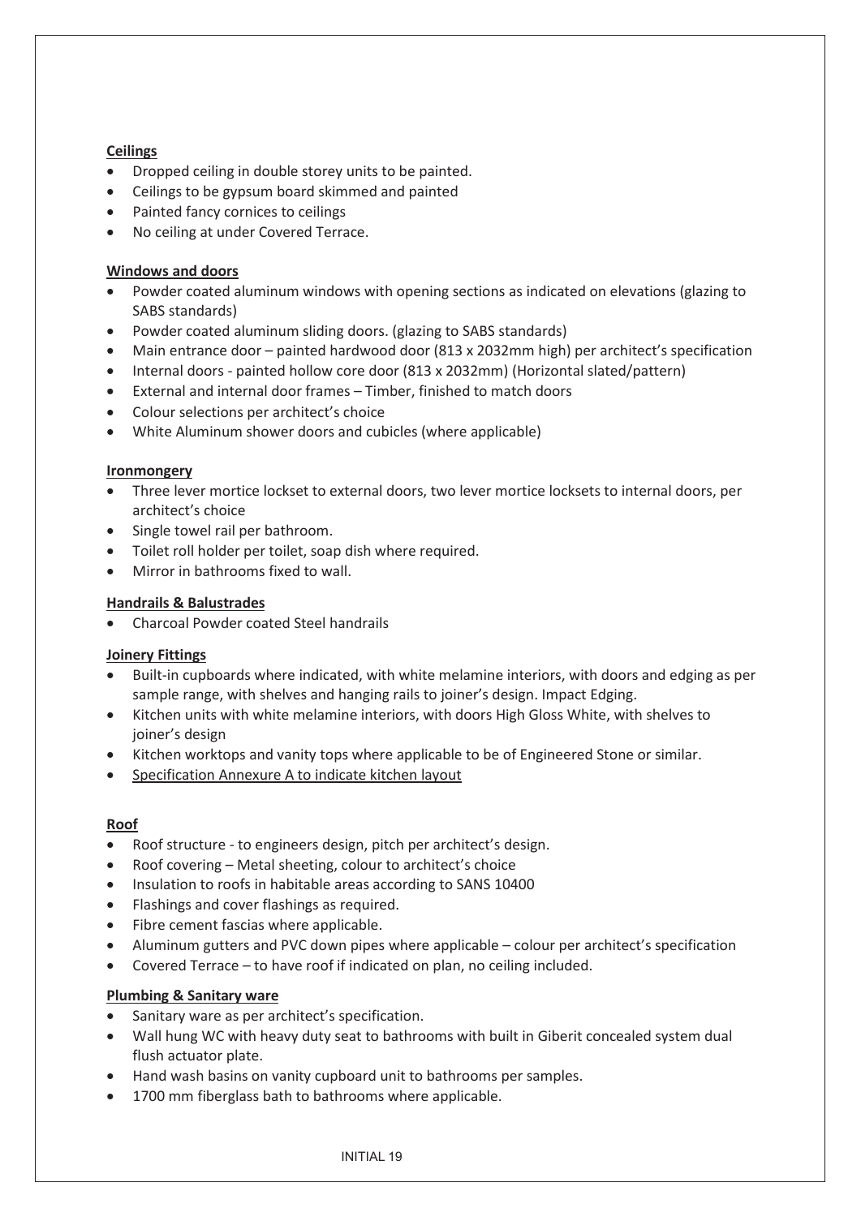**Ceilings**

- Dropped ceiling in double storey units to be painted.
- Ceilings to be gypsum board skimmed and painted
- Painted fancy cornices to ceilings
- No ceiling at under Covered Terrace.

**Windows and doors**

- Powder coated aluminum windows with opening sections as indicated on elevations (glazing to SABS standards)
- Powder coated aluminum sliding doors. (glazing to SABS standards)
- Main entrance door – painted hardwood door (813 x 2032mm high) per architect's specification
- Internal doors - painted hollow core door (813 x 2032mm) (Horizontal slated/pattern)
- External and internal door frames – Timber, finished to match doors
- Colour selections per architect's choice
- White Aluminum shower doors and cubicles (where applicable)

**Ironmongery**

- Three lever mortice lockset to external doors, two lever mortice locksets to internal doors, per architect's choice
- Single towel rail per bathroom.
- Toilet roll holder per toilet, soap dish where required.
- Mirror in bathrooms fixed to wall.

**Handrails & Balustrades**

- Charcoal Powder coated Steel handrails

**Joinery Fittings**

- Built-in cupboards where indicated, with white melamine interiors, with doors and edging as per sample range, with shelves and hanging rails to joiner's design. Impact Edging.
- Kitchen units with white melamine interiors, with doors High Gloss White, with shelves to joiner's design
- Kitchen worktops and vanity tops where applicable to be of Engineered Stone or similar.
- Specification Annexure A to indicate kitchen layout

**Roof**

- Roof structure - to engineers design, pitch per architect's design.
- Roof covering – Metal sheeting, colour to architect's choice
- Insulation to roofs in habitable areas according to SANS 10400
- Flashings and cover flashings as required.
- Fibre cement fascias where applicable.
- Aluminum gutters and PVC down pipes where applicable – colour per architect's specification
- Covered Terrace – to have roof if indicated on plan, no ceiling included.

**Plumbing & Sanitary ware**

- Sanitary ware as per architect's specification.
- Wall hung WC with heavy duty seat to bathrooms with built in Giberit concealed system dual flush actuator plate.
- Hand wash basins on vanity cupboard unit to bathrooms per samples.
- 1700 mm fiberglass bath to bathrooms where applicable.

INITIAL 19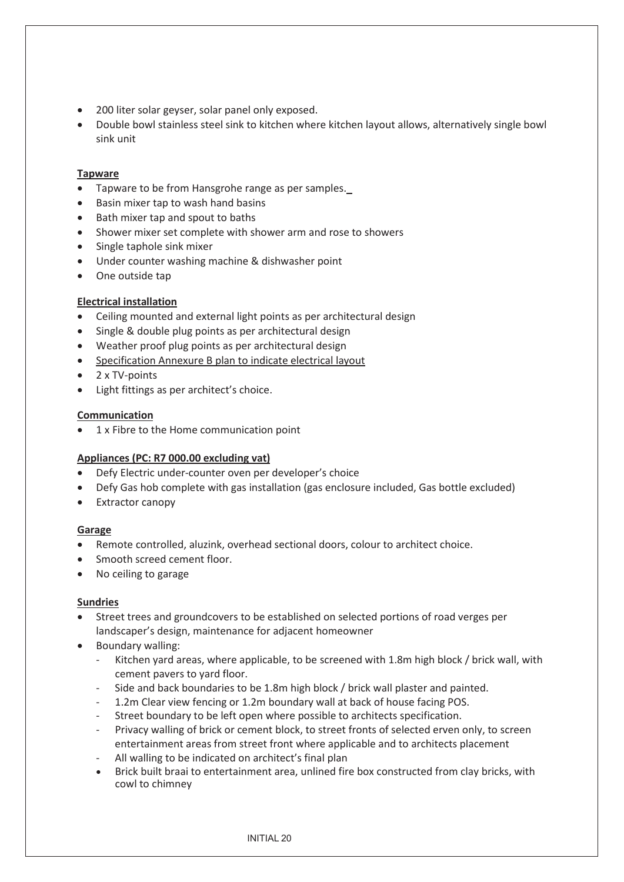- 200 liter solar geyser, solar panel only exposed.
- Double bowl stainless steel sink to kitchen where kitchen layout allows, alternatively single bowl sink unit

**Tapware**

- Tapware to be from Hansgrohe range as per samples.
- Basin mixer tap to wash hand basins
- Bath mixer tap and spout to baths
- Shower mixer set complete with shower arm and rose to showers
- Single taphole sink mixer
- Under counter washing machine & dishwasher point
- One outside tap

**Electrical installation**

- Ceiling mounted and external light points as per architectural design
- Single & double plug points as per architectural design
- Weather proof plug points as per architectural design
- Specification Annexure B plan to indicate electrical layout
- 2 x TV-points
- Light fittings as per architect's choice.

**Communication**

- 1 x Fibre to the Home communication point

**Appliances (PC: R7 000.00 excluding vat)**

- Defy Electric under-counter oven per developer's choice
- Defy Gas hob complete with gas installation (gas enclosure included, Gas bottle excluded)
- Extractor canopy

**Garage**

- Remote controlled, aluzink, overhead sectional doors, colour to architect choice.
- Smooth screed cement floor.
- No ceiling to garage

**Sundries**

- Street trees and groundcovers to be established on selected portions of road verges per landscaper's design, maintenance for adjacent homeowner
- Boundary walling:
  - Kitchen yard areas, where applicable, to be screened with 1.8m high block / brick wall, with cement pavers to yard floor.
  - Side and back boundaries to be 1.8m high block / brick wall plaster and painted.
  - 1.2m Clear view fencing or 1.2m boundary wall at back of house facing POS.
  - Street boundary to be left open where possible to architects specification.
  - Privacy walling of brick or cement block, to street fronts of selected erven only, to screen entertainment areas from street front where applicable and to architects placement
  - All walling to be indicated on architect's final plan
  - Brick built braai to entertainment area, unlined fire box constructed from clay bricks, with cowl to chimney

INITIAL 20